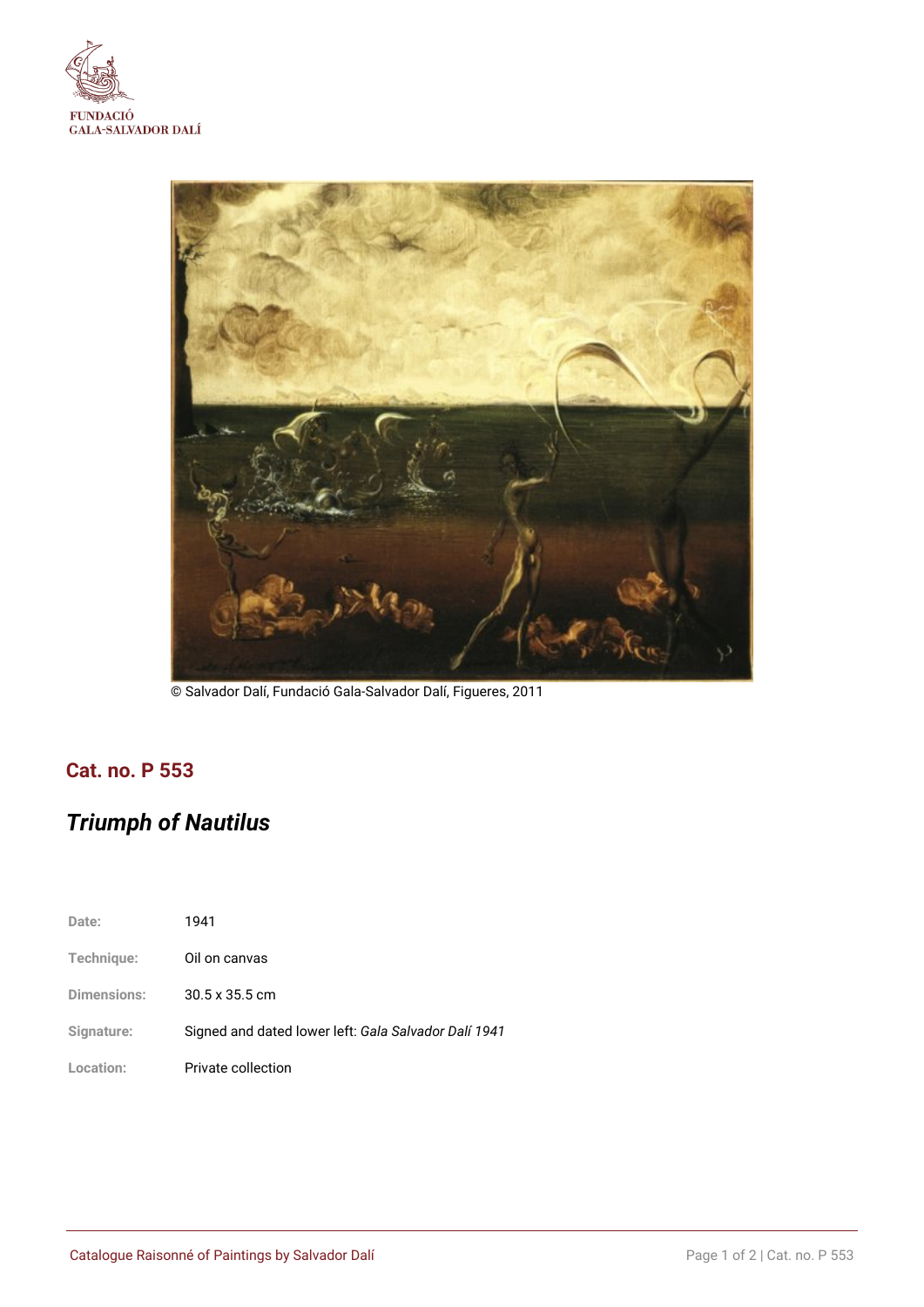FUNDACIÓ
GALA-SALVADOR DALÍ

© Salvador Dalí, Fundació Gala-Salvador Dalí, Figueres, 2011

## Cat. no. P 553

# *Triumph of Nautilus*

| | |
|---|---|
| **Date:** | 1941 |
| **Technique:** | Oil on canvas |
| **Dimensions:** | 30.5 x 35.5 cm |
| **Signature:** | Signed and dated lower left: *Gala Salvador Dalí 1941* |
| **Location:** | Private collection |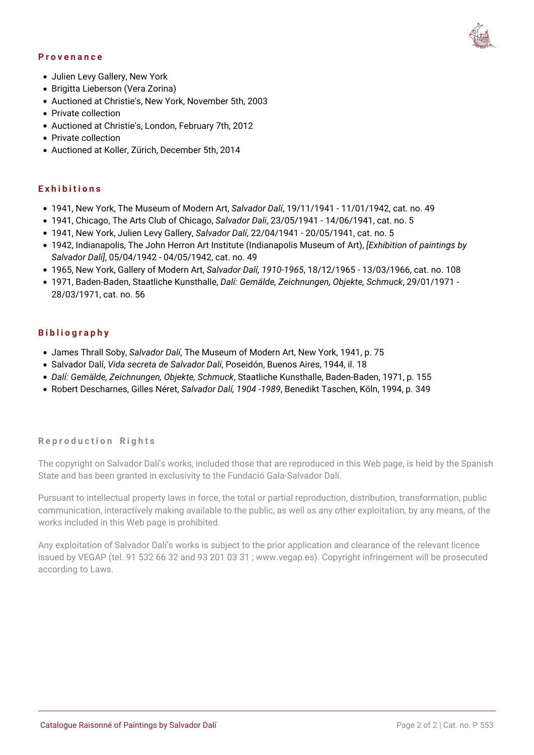## Provenance

- Julien Levy Gallery, New York
- Brigitta Lieberson (Vera Zorina)
- Auctioned at Christie's, New York, November 5th, 2003
- Private collection
- Auctioned at Christie's, London, February 7th, 2012
- Private collection
- Auctioned at Koller, Zürich, December 5th, 2014

## Exhibitions

- 1941, New York, The Museum of Modern Art, *Salvador Dalí*, 19/11/1941 - 11/01/1942, cat. no. 49
- 1941, Chicago, The Arts Club of Chicago, *Salvador Dali*, 23/05/1941 - 14/06/1941, cat. no. 5
- 1941, New York, Julien Levy Gallery, *Salvador Dalí*, 22/04/1941 - 20/05/1941, cat. no. 5
- 1942, Indianapolis, The John Herron Art Institute (Indianapolis Museum of Art), *[Exhibition of paintings by Salvador Dali]*, 05/04/1942 - 04/05/1942, cat. no. 49
- 1965, New York, Gallery of Modern Art, *Salvador Dalí, 1910-1965*, 18/12/1965 - 13/03/1966, cat. no. 108
- 1971, Baden-Baden, Staatliche Kunsthalle, *Dalí: Gemälde, Zeichnungen, Objekte, Schmuck*, 29/01/1971 - 28/03/1971, cat. no. 56

## Bibliography

- James Thrall Soby, *Salvador Dalí*, The Museum of Modern Art, New York, 1941, p. 75
- Salvador Dalí, *Vida secreta de Salvador Dalí*, Poseidón, Buenos Aires, 1944, il. 18
- *Dalí: Gemälde, Zeichnungen, Objekte, Schmuck*, Staatliche Kunsthalle, Baden-Baden, 1971, p. 155
- Robert Descharnes, Gilles Néret, *Salvador Dalí, 1904 -1989*, Benedikt Taschen, Köln, 1994, p. 349

## Reproduction Rights

The copyright on Salvador Dalí's works, included those that are reproduced in this Web page, is held by the Spanish State and has been granted in exclusivity to the Fundació Gala-Salvador Dalí.

Pursuant to intellectual property laws in force, the total or partial reproduction, distribution, transformation, public communication, interactively making available to the public, as well as any other exploitation, by any means, of the works included in this Web page is prohibited.

Any exploitation of Salvador Dalí's works is subject to the prior application and clearance of the relevant licence issued by VEGAP (tel. 91 532 66 32 and 93 201 03 31 ; www.vegap.es). Copyright infringement will be prosecuted according to Laws.